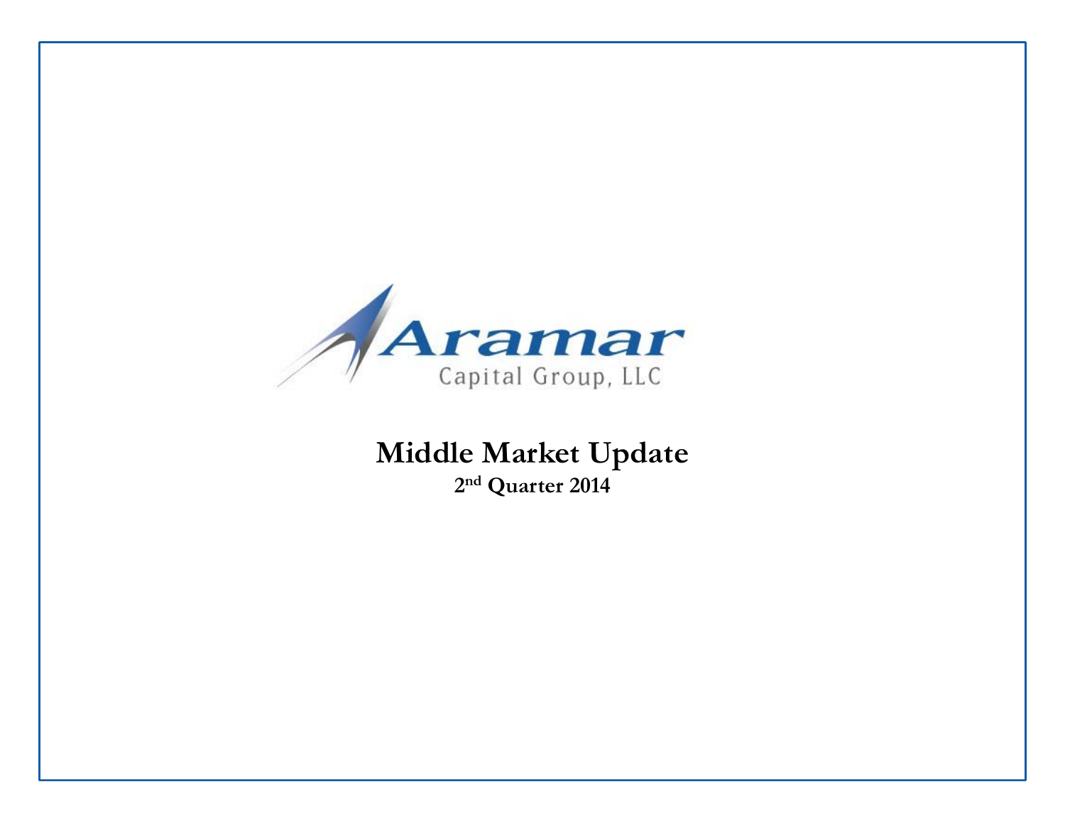Aramar

Capital Group, LLC

# Middle Market Update

**2nd Quarter 2014**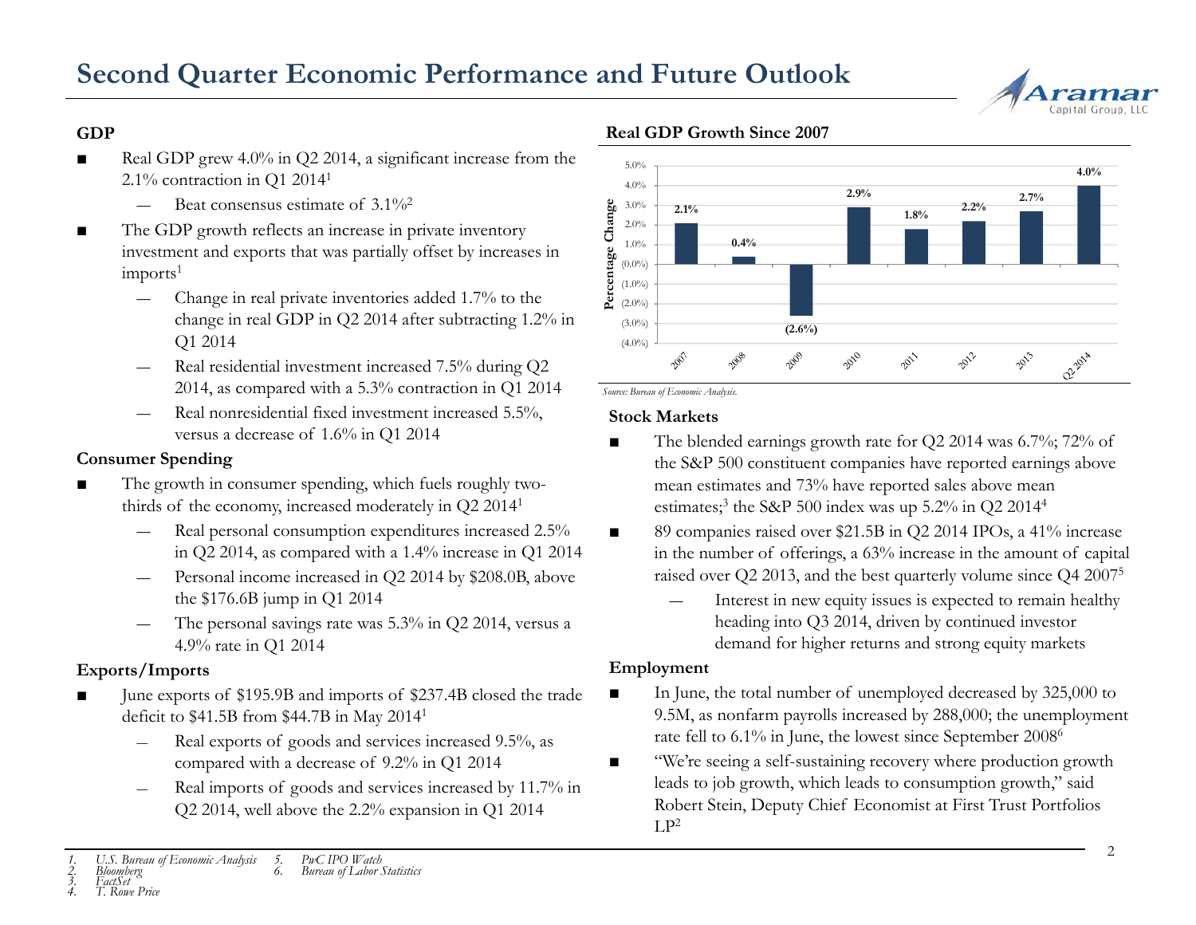# Second Quarter Economic Performance and Future Outlook

### GDP

- Real GDP grew 4.0% in Q2 2014, a significant increase from the 2.1% contraction in Q1 2014[1]
  - Beat consensus estimate of 3.1%[2]
- The GDP growth reflects an increase in private inventory investment and exports that was partially offset by increases in imports[1]
  - Change in real private inventories added 1.7% to the change in real GDP in Q2 2014 after subtracting 1.2% in Q1 2014
  - Real residential investment increased 7.5% during Q2 2014, as compared with a 5.3% contraction in Q1 2014
  - Real nonresidential fixed investment increased 5.5%, versus a decrease of 1.6% in Q1 2014

### Consumer Spending

- The growth in consumer spending, which fuels roughly two-thirds of the economy, increased moderately in Q2 2014[1]
  - Real personal consumption expenditures increased 2.5% in Q2 2014, as compared with a 1.4% increase in Q1 2014
  - Personal income increased in Q2 2014 by $208.0B, above the $176.6B jump in Q1 2014
  - The personal savings rate was 5.3% in Q2 2014, versus a 4.9% rate in Q1 2014

### Exports/Imports

- June exports of $195.9B and imports of $237.4B closed the trade deficit to $41.5B from $44.7B in May 2014[1]
  - Real exports of goods and services increased 9.5%, as compared with a decrease of 9.2% in Q1 2014
  - Real imports of goods and services increased by 11.7% in Q2 2014, well above the 2.2% expansion in Q1 2014

### Real GDP Growth Since 2007

| Year | Percentage Change |
|---|---|
| 2007 | 2.1% |
| 2008 | 0.4% |
| 2009 | (2.6%) |
| 2010 | 2.9% |
| 2011 | 1.8% |
| 2012 | 2.2% |
| 2013 | 2.7% |
| Q2 2014 | 4.0% |

*Source: Bureau of Economic Analysis.*

### Stock Markets

- The blended earnings growth rate for Q2 2014 was 6.7%; 72% of the S&P 500 constituent companies have reported earnings above mean estimates and 73% have reported sales above mean estimates;[3] the S&P 500 index was up 5.2% in Q2 2014[4]
- 89 companies raised over $21.5B in Q2 2014 IPOs, a 41% increase in the number of offerings, a 63% increase in the amount of capital raised over Q2 2013, and the best quarterly volume since Q4 2007[5]
  - Interest in new equity issues is expected to remain healthy heading into Q3 2014, driven by continued investor demand for higher returns and strong equity markets

### Employment

- In June, the total number of unemployed decreased by 325,000 to 9.5M, as nonfarm payrolls increased by 288,000; the unemployment rate fell to 6.1% in June, the lowest since September 2008[6]
- "We're seeing a self-sustaining recovery where production growth leads to job growth, which leads to consumption growth," said Robert Stein, Deputy Chief Economist at First Trust Portfolios LP[2]

---

1. *U.S. Bureau of Economic Analysis*
2. *Bloomberg*
3. *FactSet*
4. *T. Rowe Price*
5. *PwC IPO Watch*
6. *Bureau of Labor Statistics*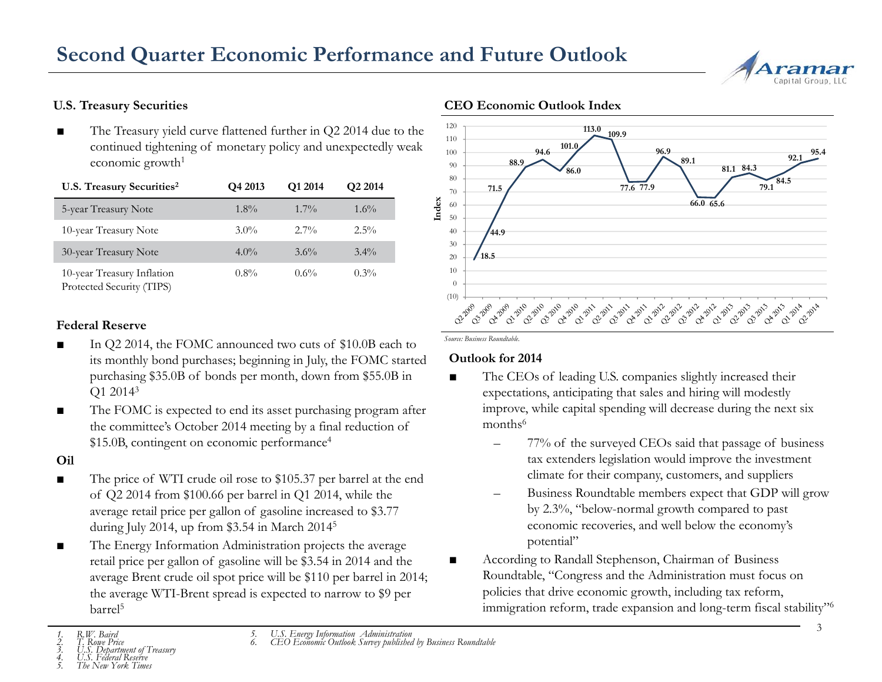# Second Quarter Economic Performance and Future Outlook

### U.S. Treasury Securities

- The Treasury yield curve flattened further in Q2 2014 due to the continued tightening of monetary policy and unexpectedly weak economic growth[1]

| U.S. Treasury Securities[2] | Q4 2013 | Q1 2014 | Q2 2014 |
|---|---|---|---|
| 5-year Treasury Note | 1.8% | 1.7% | 1.6% |
| 10-year Treasury Note | 3.0% | 2.7% | 2.5% |
| 30-year Treasury Note | 4.0% | 3.6% | 3.4% |
| 10-year Treasury Inflation Protected Security (TIPS) | 0.8% | 0.6% | 0.3% |

### Federal Reserve

- In Q2 2014, the FOMC announced two cuts of $10.0B each to its monthly bond purchases; beginning in July, the FOMC started purchasing $35.0B of bonds per month, down from $55.0B in Q1 2014[3]
- The FOMC is expected to end its asset purchasing program after the committee's October 2014 meeting by a final reduction of $15.0B, contingent on economic performance[4]

### Oil

- The price of WTI crude oil rose to $105.37 per barrel at the end of Q2 2014 from $100.66 per barrel in Q1 2014, while the average retail price per gallon of gasoline increased to $3.77 during July 2014, up from $3.54 in March 2014[5]
- The Energy Information Administration projects the average retail price per gallon of gasoline will be $3.54 in 2014 and the average Brent crude oil spot price will be $110 per barrel in 2014; the average WTI-Brent spread is expected to narrow to $9 per barrel[5]

### CEO Economic Outlook Index

| Quarter | Index |
|---|---|
| Q2 2009 | 18.5 |
| Q3 2009 | 44.9 |
| Q4 2009 | 71.5 |
| Q1 2010 | 88.9 |
| Q2 2010 | 94.6 |
| Q3 2010 | 86.0 |
| Q4 2010 | 101.0 |
| Q1 2011 | 113.0 |
| Q2 2011 | 109.9 |
| Q3 2011 | 77.6 |
| Q4 2011 | 77.9 |
| Q1 2012 | 96.9 |
| Q2 2012 | 89.1 |
| Q3 2012 | 66.0 |
| Q4 2012 | 65.6 |
| Q1 2013 | 81.1 |
| Q2 2013 | 84.3 |
| Q3 2013 | 79.1 |
| Q4 2013 | 84.5 |
| Q1 2014 | 92.1 |
| Q2 2014 | 95.4 |

*Source: Business Roundtable.*

### Outlook for 2014

- The CEOs of leading U.S. companies slightly increased their expectations, anticipating that sales and hiring will modestly improve, while capital spending will decrease during the next six months[6]
  - 77% of the surveyed CEOs said that passage of business tax extenders legislation would improve the investment climate for their company, customers, and suppliers
  - Business Roundtable members expect that GDP will grow by 2.3%, "below-normal growth compared to past economic recoveries, and well below the economy's potential"
- According to Randall Stephenson, Chairman of Business Roundtable, "Congress and the Administration must focus on policies that drive economic growth, including tax reform, immigration reform, trade expansion and long-term fiscal stability"[6]

---

1. *R.W. Baird*
2. *T. Rowe Price*
3. *U.S. Department of Treasury*
4. *U.S. Federal Reserve*
5. *The New York Times*
5. *U.S. Energy Information Administration*
6. *CEO Economic Outlook Survey published by Business Roundtable*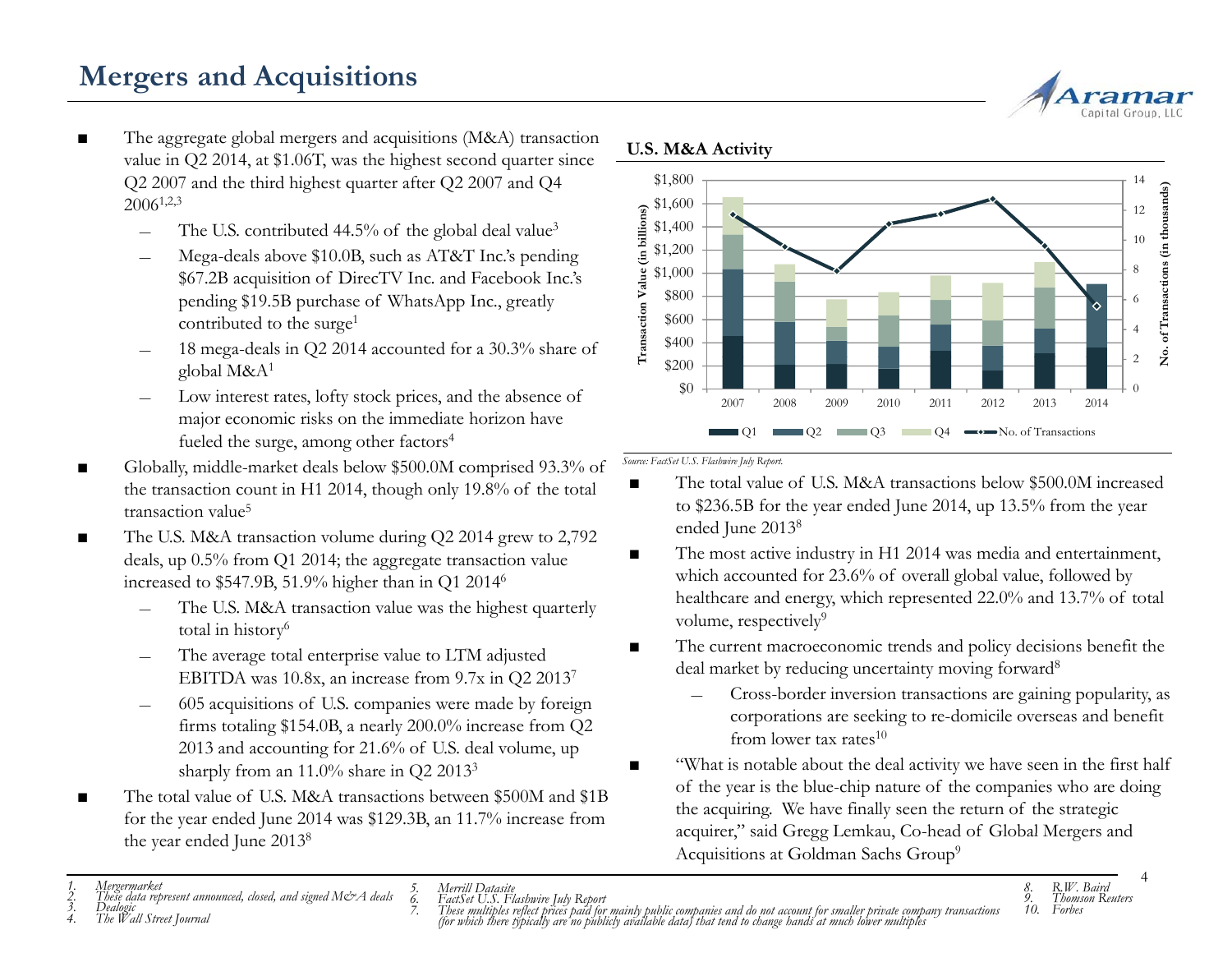# Mergers and Acquisitions

- The aggregate global mergers and acquisitions (M&A) transaction value in Q2 2014, at $1.06T, was the highest second quarter since Q2 2007 and the third highest quarter after Q2 2007 and Q4 2006[1,2,3]
  - The U.S. contributed 44.5% of the global deal value[3]
  - Mega-deals above $10.0B, such as AT&T Inc.'s pending $67.2B acquisition of DirecTV Inc. and Facebook Inc.'s pending $19.5B purchase of WhatsApp Inc., greatly contributed to the surge[1]
  - 18 mega-deals in Q2 2014 accounted for a 30.3% share of global M&A[1]
  - Low interest rates, lofty stock prices, and the absence of major economic risks on the immediate horizon have fueled the surge, among other factors[4]
- Globally, middle-market deals below $500.0M comprised 93.3% of the transaction count in H1 2014, though only 19.8% of the total transaction value[5]
- The U.S. M&A transaction volume during Q2 2014 grew to 2,792 deals, up 0.5% from Q1 2014; the aggregate transaction value increased to $547.9B, 51.9% higher than in Q1 2014[6]
  - The U.S. M&A transaction value was the highest quarterly total in history[6]
  - The average total enterprise value to LTM adjusted EBITDA was 10.8x, an increase from 9.7x in Q2 2013[7]
  - 605 acquisitions of U.S. companies were made by foreign firms totaling $154.0B, a nearly 200.0% increase from Q2 2013 and accounting for 21.6% of U.S. deal volume, up sharply from an 11.0% share in Q2 2013[3]
- The total value of U.S. M&A transactions between $500M and $1B for the year ended June 2014 was $129.3B, an 11.7% increase from the year ended June 2013[8]

**U.S. M&A Activity**

*Source: FactSet U.S. Flashwire July Report.*

- The total value of U.S. M&A transactions below $500.0M increased to $236.5B for the year ended June 2014, up 13.5% from the year ended June 2013[8]
- The most active industry in H1 2014 was media and entertainment, which accounted for 23.6% of overall global value, followed by healthcare and energy, which represented 22.0% and 13.7% of total volume, respectively[9]
- The current macroeconomic trends and policy decisions benefit the deal market by reducing uncertainty moving forward[8]
  - Cross-border inversion transactions are gaining popularity, as corporations are seeking to re-domicile overseas and benefit from lower tax rates[10]
- "What is notable about the deal activity we have seen in the first half of the year is the blue-chip nature of the companies who are doing the acquiring. We have finally seen the return of the strategic acquirer," said Gregg Lemkau, Co-head of Global Mergers and Acquisitions at Goldman Sachs Group[9]

---

1. *Mergermarket*
2. *These data represent announced, closed, and signed M&A deals*
3. *Dealogic*
4. *The Wall Street Journal*
5. *Merrill Datasite*
6. *FactSet U.S. Flashwire July Report*
7. *These multiples reflect prices paid for mainly public companies and do not account for smaller private company transactions (for which there typically are no publicly available data) that tend to change hands at much lower multiples*
8. *R.W. Baird*
9. *Thomson Reuters*
10. *Forbes*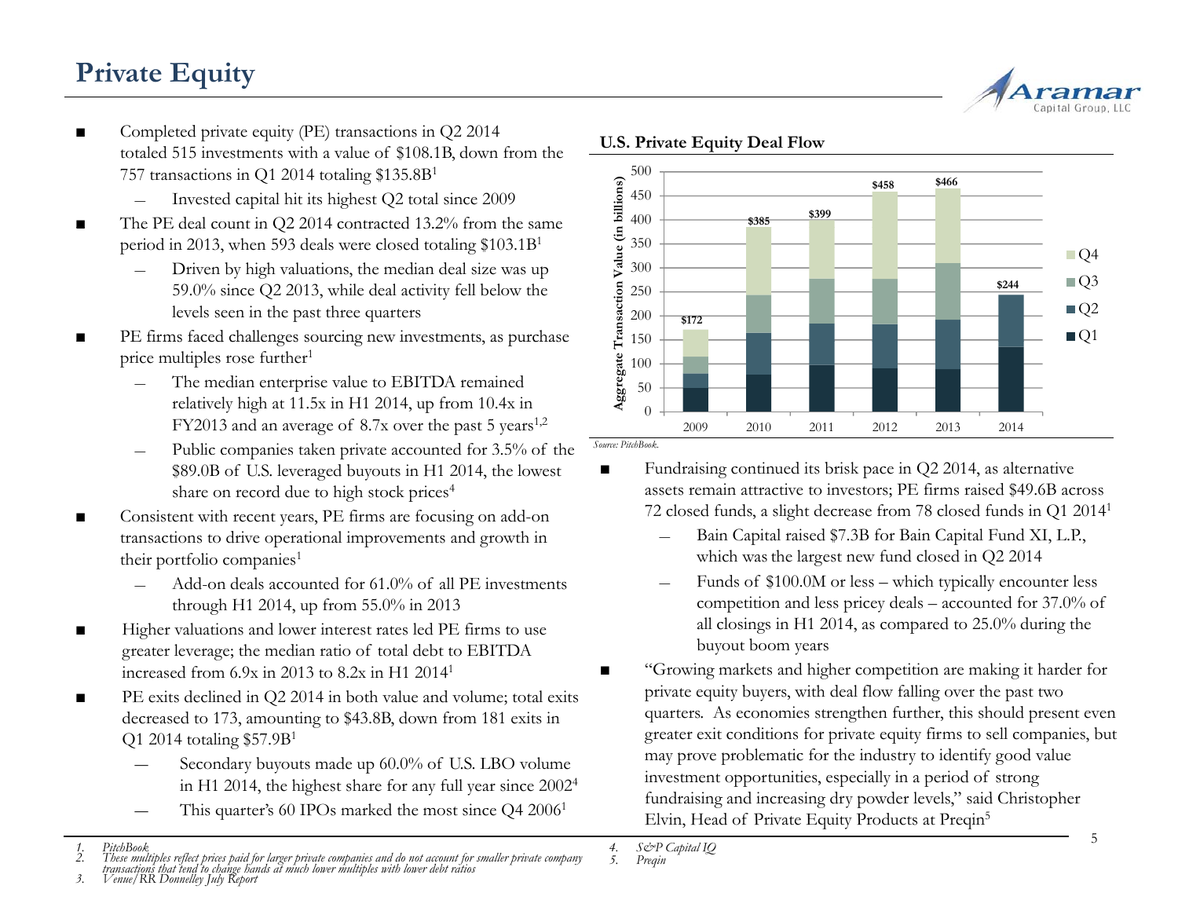# Private Equity

- Completed private equity (PE) transactions in Q2 2014 totaled 515 investments with a value of $108.1B, down from the 757 transactions in Q1 2014 totaling $135.8B[1]
  - Invested capital hit its highest Q2 total since 2009
- The PE deal count in Q2 2014 contracted 13.2% from the same period in 2013, when 593 deals were closed totaling $103.1B[1]
  - Driven by high valuations, the median deal size was up 59.0% since Q2 2013, while deal activity fell below the levels seen in the past three quarters
- PE firms faced challenges sourcing new investments, as purchase price multiples rose further[1]
  - The median enterprise value to EBITDA remained relatively high at 11.5x in H1 2014, up from 10.4x in FY2013 and an average of 8.7x over the past 5 years[1,2]
  - Public companies taken private accounted for 3.5% of the $89.0B of U.S. leveraged buyouts in H1 2014, the lowest share on record due to high stock prices[4]
- Consistent with recent years, PE firms are focusing on add-on transactions to drive operational improvements and growth in their portfolio companies[1]
  - Add-on deals accounted for 61.0% of all PE investments through H1 2014, up from 55.0% in 2013
- Higher valuations and lower interest rates led PE firms to use greater leverage; the median ratio of total debt to EBITDA increased from 6.9x in 2013 to 8.2x in H1 2014[1]
- PE exits declined in Q2 2014 in both value and volume; total exits decreased to 173, amounting to $43.8B, down from 181 exits in Q1 2014 totaling $57.9B[1]
  - Secondary buyouts made up 60.0% of U.S. LBO volume in H1 2014, the highest share for any full year since 2002[4]
  - This quarter's 60 IPOs marked the most since Q4 2006[1]

**U.S. Private Equity Deal Flow**

Aggregate Transaction Value (in billions)

| Year | Total |
|---|---|
| 2009 | $172 |
| 2010 | $385 |
| 2011 | $399 |
| 2012 | $458 |
| 2013 | $466 |
| 2014 | $244 |

Legend: Q1, Q2, Q3, Q4

*Source: PitchBook.*

- Fundraising continued its brisk pace in Q2 2014, as alternative assets remain attractive to investors; PE firms raised $49.6B across 72 closed funds, a slight decrease from 78 closed funds in Q1 2014[1]
  - Bain Capital raised $7.3B for Bain Capital Fund XI, L.P., which was the largest new fund closed in Q2 2014
  - Funds of $100.0M or less – which typically encounter less competition and less pricey deals – accounted for 37.0% of all closings in H1 2014, as compared to 25.0% during the buyout boom years
- "Growing markets and higher competition are making it harder for private equity buyers, with deal flow falling over the past two quarters. As economies strengthen further, this should present even greater exit conditions for private equity firms to sell companies, but may prove problematic for the industry to identify good value investment opportunities, especially in a period of strong fundraising and increasing dry powder levels," said Christopher Elvin, Head of Private Equity Products at Preqin[5]

1. *PitchBook*
2. *These multiples reflect prices paid for larger private companies and do not account for smaller private company transactions that tend to change hands at much lower multiples with lower debt ratios*
3. *Venue/RR Donnelley July Report*
4. *S&P Capital IQ*
5. *Preqin*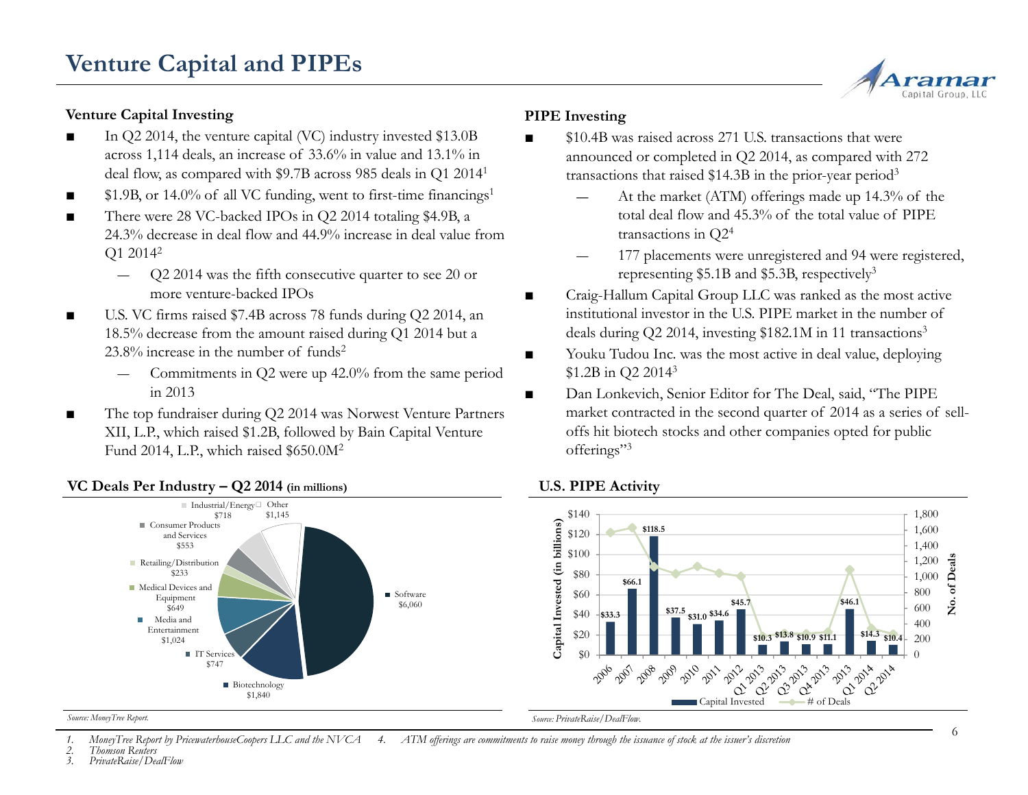# Venture Capital and PIPEs

## Venture Capital Investing

- In Q2 2014, the venture capital (VC) industry invested $13.0B across 1,114 deals, an increase of 33.6% in value and 13.1% in deal flow, as compared with $9.7B across 985 deals in Q1 2014[1]
- $1.9B, or 14.0% of all VC funding, went to first-time financings[1]
- There were 28 VC-backed IPOs in Q2 2014 totaling $4.9B, a 24.3% decrease in deal flow and 44.9% increase in deal value from Q1 2014[2]
  - Q2 2014 was the fifth consecutive quarter to see 20 or more venture-backed IPOs
- U.S. VC firms raised $7.4B across 78 funds during Q2 2014, an 18.5% decrease from the amount raised during Q1 2014 but a 23.8% increase in the number of funds[2]
  - Commitments in Q2 were up 42.0% from the same period in 2013
- The top fundraiser during Q2 2014 was Norwest Venture Partners XII, L.P., which raised $1.2B, followed by Bain Capital Venture Fund 2014, L.P., which raised $650.0M[2]

## PIPE Investing

- $10.4B was raised across 271 U.S. transactions that were announced or completed in Q2 2014, as compared with 272 transactions that raised $14.3B in the prior-year period[3]
  - At the market (ATM) offerings made up 14.3% of the total deal flow and 45.3% of the total value of PIPE transactions in Q2[4]
  - 177 placements were unregistered and 94 were registered, representing $5.1B and $5.3B, respectively[3]
- Craig-Hallum Capital Group LLC was ranked as the most active institutional investor in the U.S. PIPE market in the number of deals during Q2 2014, investing $182.1M in 11 transactions[3]
- Youku Tudou Inc. was the most active in deal value, deploying $1.2B in Q2 2014[3]
- Dan Lonkevich, Senior Editor for The Deal, said, "The PIPE market contracted in the second quarter of 2014 as a series of sell-offs hit biotech stocks and other companies opted for public offerings"[3]

### VC Deals Per Industry – Q2 2014 (in millions)

| Industry | Amount |
|---|---|
| Software | $6,060 |
| Biotechnology | $1,840 |
| IT Services | $747 |
| Media and Entertainment | $1,024 |
| Medical Devices and Equipment | $649 |
| Retailing/Distribution | $233 |
| Consumer Products and Services | $553 |
| Industrial/Energy | $718 |
| Other | $1,145 |

*Source: MoneyTree Report.*

### U.S. PIPE Activity

| Period | Capital Invested (in billions) |
|---|---|
| 2006 | $33.3 |
| 2007 | $66.1 |
| 2008 | $118.5 |
| 2009 | $37.5 |
| 2010 | $31.0 |
| 2011 | $34.6 |
| 2012 | $45.7 |
| Q1 2013 | $10.3 |
| Q2 2013 | $13.8 |
| Q3 2013 | $10.9 |
| Q4 2013 | $11.1 |
| 2013 | $46.1 |
| Q1 2014 | $14.3 |
| Q2 2014 | $10.4 |

*Source: PrivateRaise/DealFlow.*

1. MoneyTree Report by PricewaterhouseCoopers LLC and the NVCA
2. Thomson Reuters
3. PrivateRaise/DealFlow
4. ATM offerings are commitments to raise money through the issuance of stock at the issuer's discretion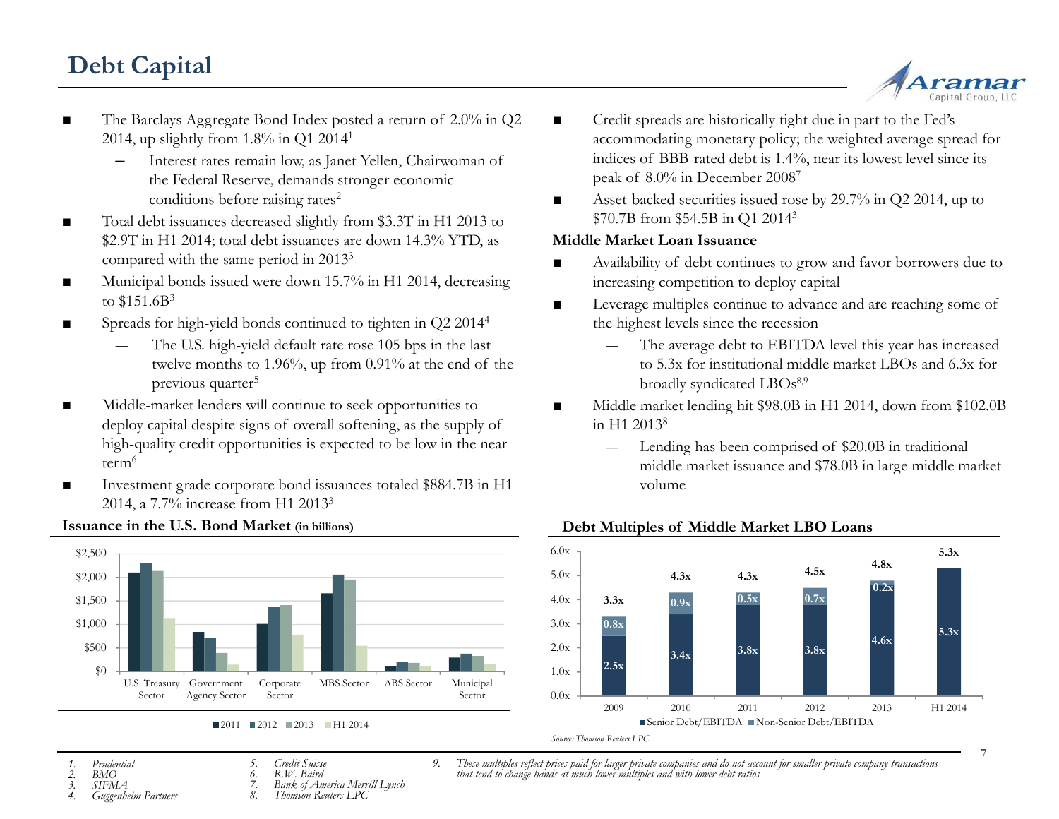# Debt Capital

- The Barclays Aggregate Bond Index posted a return of 2.0% in Q2 2014, up slightly from 1.8% in Q1 2014[1]
  - Interest rates remain low, as Janet Yellen, Chairwoman of the Federal Reserve, demands stronger economic conditions before raising rates[2]
- Total debt issuances decreased slightly from $3.3T in H1 2013 to $2.9T in H1 2014; total debt issuances are down 14.3% YTD, as compared with the same period in 2013[3]
- Municipal bonds issued were down 15.7% in H1 2014, decreasing to $151.6B[3]
- Spreads for high-yield bonds continued to tighten in Q2 2014[4]
  - The U.S. high-yield default rate rose 105 bps in the last twelve months to 1.96%, up from 0.91% at the end of the previous quarter[5]
- Middle-market lenders will continue to seek opportunities to deploy capital despite signs of overall softening, as the supply of high-quality credit opportunities is expected to be low in the near term[6]
- Investment grade corporate bond issuances totaled $884.7B in H1 2014, a 7.7% increase from H1 2013[3]

**Issuance in the U.S. Bond Market (in billions)**

| Sector | 2011 | 2012 | 2013 | H1 2014 |
|---|---|---|---|---|
| U.S. Treasury Sector | ~$2,100 | ~$2,300 | ~$2,150 | ~$1,120 |
| Government Agency Sector | ~$830 | ~$720 | ~$390 | ~$150 |
| Corporate Sector | ~$1,010 | ~$1,360 | ~$1,410 | ~$780 |
| MBS Sector | ~$1,660 | ~$2,050 | ~$1,950 | ~$550 |
| ABS Sector | ~$120 | ~$200 | ~$180 | ~$110 |
| Municipal Sector | ~$290 | ~$380 | ~$330 | ~$150 |

- Credit spreads are historically tight due in part to the Fed's accommodating monetary policy; the weighted average spread for indices of BBB-rated debt is 1.4%, near its lowest level since its peak of 8.0% in December 2008[7]
- Asset-backed securities issued rose by 29.7% in Q2 2014, up to $70.7B from $54.5B in Q1 2014[3]

**Middle Market Loan Issuance**

- Availability of debt continues to grow and favor borrowers due to increasing competition to deploy capital
- Leverage multiples continue to advance and are reaching some of the highest levels since the recession
  - The average debt to EBITDA level this year has increased to 5.3x for institutional middle market LBOs and 6.3x for broadly syndicated LBOs[8,9]
- Middle market lending hit $98.0B in H1 2014, down from $102.0B in H1 2013[8]
  - Lending has been comprised of $20.0B in traditional middle market issuance and $78.0B in large middle market volume

**Debt Multiples of Middle Market LBO Loans**

| Year | Senior Debt/EBITDA | Non-Senior Debt/EBITDA | Total |
|---|---|---|---|
| 2009 | 2.5x | 0.8x | 3.3x |
| 2010 | 3.4x | 0.9x | 4.3x |
| 2011 | 3.8x | 0.5x | 4.3x |
| 2012 | 3.8x | 0.7x | 4.5x |
| 2013 | 4.6x | 0.2x | 4.8x |
| H1 2014 | 5.3x | | 5.3x |

*Source: Thomson Reuters LPC*

1. *Prudential*
2. *BMO*
3. *SIFMA*
4. *Guggenheim Partners*
5. *Credit Suisse*
6. *R.W. Baird*
7. *Bank of America Merrill Lynch*
8. *Thomson Reuters LPC*
9. *These multiples reflect prices paid for larger private companies and do not account for smaller private company transactions that tend to change hands at much lower multiples and with lower debt ratios*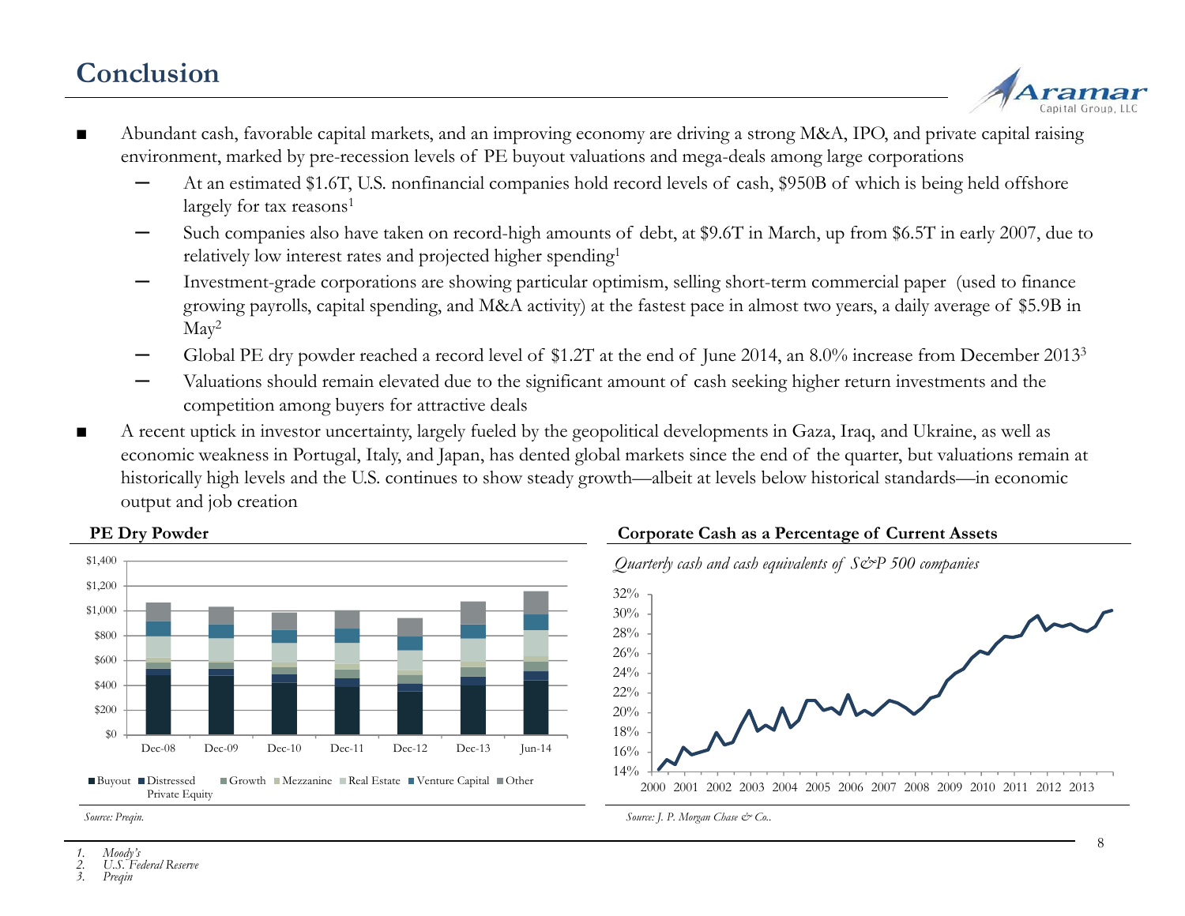# Conclusion

- Abundant cash, favorable capital markets, and an improving economy are driving a strong M&A, IPO, and private capital raising environment, marked by pre-recession levels of PE buyout valuations and mega-deals among large corporations
  - At an estimated \$1.6T, U.S. nonfinancial companies hold record levels of cash, \$950B of which is being held offshore largely for tax reasons[1]
  - Such companies also have taken on record-high amounts of debt, at \$9.6T in March, up from \$6.5T in early 2007, due to relatively low interest rates and projected higher spending[1]
  - Investment-grade corporations are showing particular optimism, selling short-term commercial paper (used to finance growing payrolls, capital spending, and M&A activity) at the fastest pace in almost two years, a daily average of \$5.9B in May[2]
  - Global PE dry powder reached a record level of \$1.2T at the end of June 2014, an 8.0% increase from December 2013[3]
  - Valuations should remain elevated due to the significant amount of cash seeking higher return investments and the competition among buyers for attractive deals
- A recent uptick in investor uncertainty, largely fueled by the geopolitical developments in Gaza, Iraq, and Ukraine, as well as economic weakness in Portugal, Italy, and Japan, has dented global markets since the end of the quarter, but valuations remain at historically high levels and the U.S. continues to show steady growth—albeit at levels below historical standards—in economic output and job creation

**PE Dry Powder**

Legend: Buyout, Distressed Private Equity, Growth, Mezzanine, Real Estate, Venture Capital, Other

*Source: Preqin.*

**Corporate Cash as a Percentage of Current Assets**

*Quarterly cash and cash equivalents of S&P 500 companies*

*Source: J. P. Morgan Chase & Co..*

1. *Moody's*
2. *U.S. Federal Reserve*
3. *Preqin*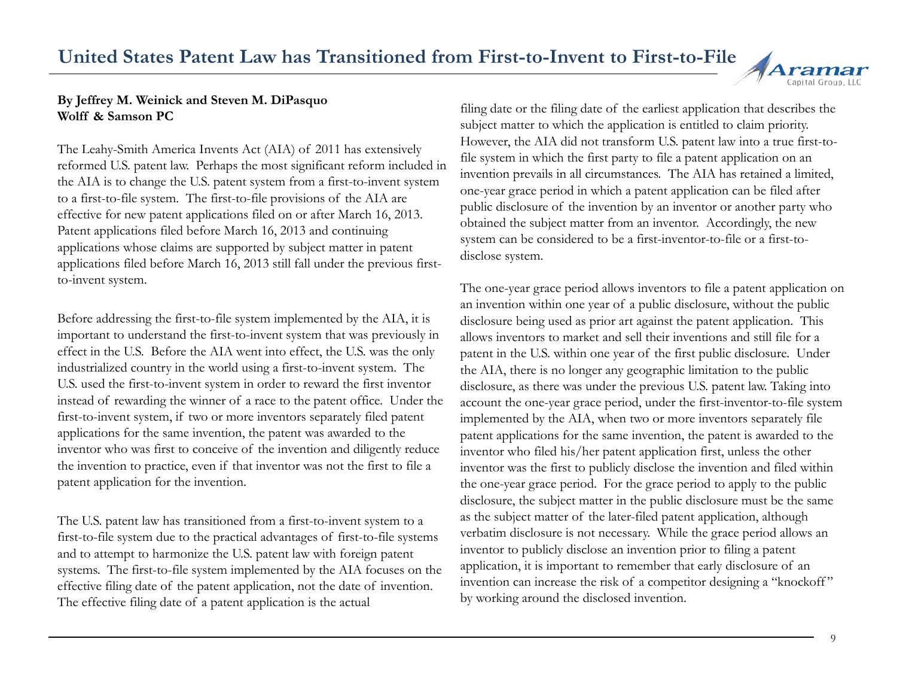# United States Patent Law has Transitioned from First-to-Invent to First-to-File

**By Jeffrey M. Weinick and Steven M. DiPasquo**
**Wolff & Samson PC**

The Leahy-Smith America Invents Act (AIA) of 2011 has extensively reformed U.S. patent law. Perhaps the most significant reform included in the AIA is to change the U.S. patent system from a first-to-invent system to a first-to-file system. The first-to-file provisions of the AIA are effective for new patent applications filed on or after March 16, 2013. Patent applications filed before March 16, 2013 and continuing applications whose claims are supported by subject matter in patent applications filed before March 16, 2013 still fall under the previous first-to-invent system.

Before addressing the first-to-file system implemented by the AIA, it is important to understand the first-to-invent system that was previously in effect in the U.S. Before the AIA went into effect, the U.S. was the only industrialized country in the world using a first-to-invent system. The U.S. used the first-to-invent system in order to reward the first inventor instead of rewarding the winner of a race to the patent office. Under the first-to-invent system, if two or more inventors separately filed patent applications for the same invention, the patent was awarded to the inventor who was first to conceive of the invention and diligently reduce the invention to practice, even if that inventor was not the first to file a patent application for the invention.

The U.S. patent law has transitioned from a first-to-invent system to a first-to-file system due to the practical advantages of first-to-file systems and to attempt to harmonize the U.S. patent law with foreign patent systems. The first-to-file system implemented by the AIA focuses on the effective filing date of the patent application, not the date of invention. The effective filing date of a patent application is the actual filing date or the filing date of the earliest application that describes the subject matter to which the application is entitled to claim priority. However, the AIA did not transform U.S. patent law into a true first-to-file system in which the first party to file a patent application on an invention prevails in all circumstances. The AIA has retained a limited, one-year grace period in which a patent application can be filed after public disclosure of the invention by an inventor or another party who obtained the subject matter from an inventor. Accordingly, the new system can be considered to be a first-inventor-to-file or a first-to-disclose system.

The one-year grace period allows inventors to file a patent application on an invention within one year of a public disclosure, without the public disclosure being used as prior art against the patent application. This allows inventors to market and sell their inventions and still file for a patent in the U.S. within one year of the first public disclosure. Under the AIA, there is no longer any geographic limitation to the public disclosure, as there was under the previous U.S. patent law. Taking into account the one-year grace period, under the first-inventor-to-file system implemented by the AIA, when two or more inventors separately file patent applications for the same invention, the patent is awarded to the inventor who filed his/her patent application first, unless the other inventor was the first to publicly disclose the invention and filed within the one-year grace period. For the grace period to apply to the public disclosure, the subject matter in the public disclosure must be the same as the subject matter of the later-filed patent application, although verbatim disclosure is not necessary. While the grace period allows an inventor to publicly disclose an invention prior to filing a patent application, it is important to remember that early disclosure of an invention can increase the risk of a competitor designing a "knockoff" by working around the disclosed invention.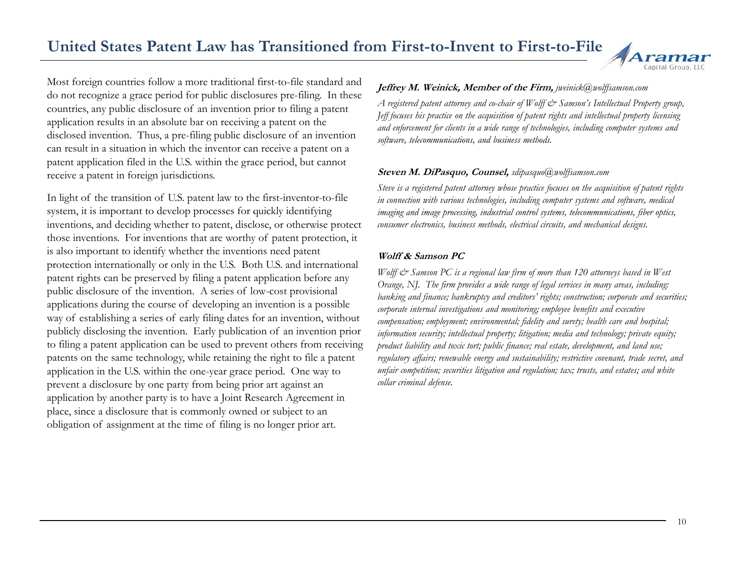# United States Patent Law has Transitioned from First-to-Invent to First-to-File

Most foreign countries follow a more traditional first-to-file standard and do not recognize a grace period for public disclosures pre-filing. In these countries, any public disclosure of an invention prior to filing a patent application results in an absolute bar on receiving a patent on the disclosed invention. Thus, a pre-filing public disclosure of an invention can result in a situation in which the inventor can receive a patent on a patent application filed in the U.S. within the grace period, but cannot receive a patent in foreign jurisdictions.

In light of the transition of U.S. patent law to the first-inventor-to-file system, it is important to develop processes for quickly identifying inventions, and deciding whether to patent, disclose, or otherwise protect those inventions. For inventions that are worthy of patent protection, it is also important to identify whether the inventions need patent protection internationally or only in the U.S. Both U.S. and international patent rights can be preserved by filing a patent application before any public disclosure of the invention. A series of low-cost provisional applications during the course of developing an invention is a possible way of establishing a series of early filing dates for an invention, without publicly disclosing the invention. Early publication of an invention prior to filing a patent application can be used to prevent others from receiving patents on the same technology, while retaining the right to file a patent application in the U.S. within the one-year grace period. One way to prevent a disclosure by one party from being prior art against an application by another party is to have a Joint Research Agreement in place, since a disclosure that is commonly owned or subject to an obligation of assignment at the time of filing is no longer prior art.

***Jeffrey M. Weinick, Member of the Firm,*** *jweinick@wolffsamson.com*

*A registered patent attorney and co-chair of Wolff & Samson's Intellectual Property group, Jeff focuses his practice on the acquisition of patent rights and intellectual property licensing and enforcement for clients in a wide range of technologies, including computer systems and software, telecommunications, and business methods.*

***Steven M. DiPasquo, Counsel,*** *sdipasquo@wolffsamson.com*

*Steve is a registered patent attorney whose practice focuses on the acquisition of patent rights in connection with various technologies, including computer systems and software, medical imaging and image processing, industrial control systems, telecommunications, fiber optics, consumer electronics, business methods, electrical circuits, and mechanical designs.*

***Wolff & Samson PC***

*Wolff & Samson PC is a regional law firm of more than 120 attorneys based in West Orange, NJ. The firm provides a wide range of legal services in many areas, including: banking and finance; bankruptcy and creditors' rights; construction; corporate and securities; corporate internal investigations and monitoring; employee benefits and executive compensation; employment; environmental; fidelity and surety; health care and hospital; information security; intellectual property; litigation; media and technology; private equity; product liability and toxic tort; public finance; real estate, development, and land use; regulatory affairs; renewable energy and sustainability; restrictive covenant, trade secret, and unfair competition; securities litigation and regulation; tax; trusts, and estates; and white collar criminal defense.*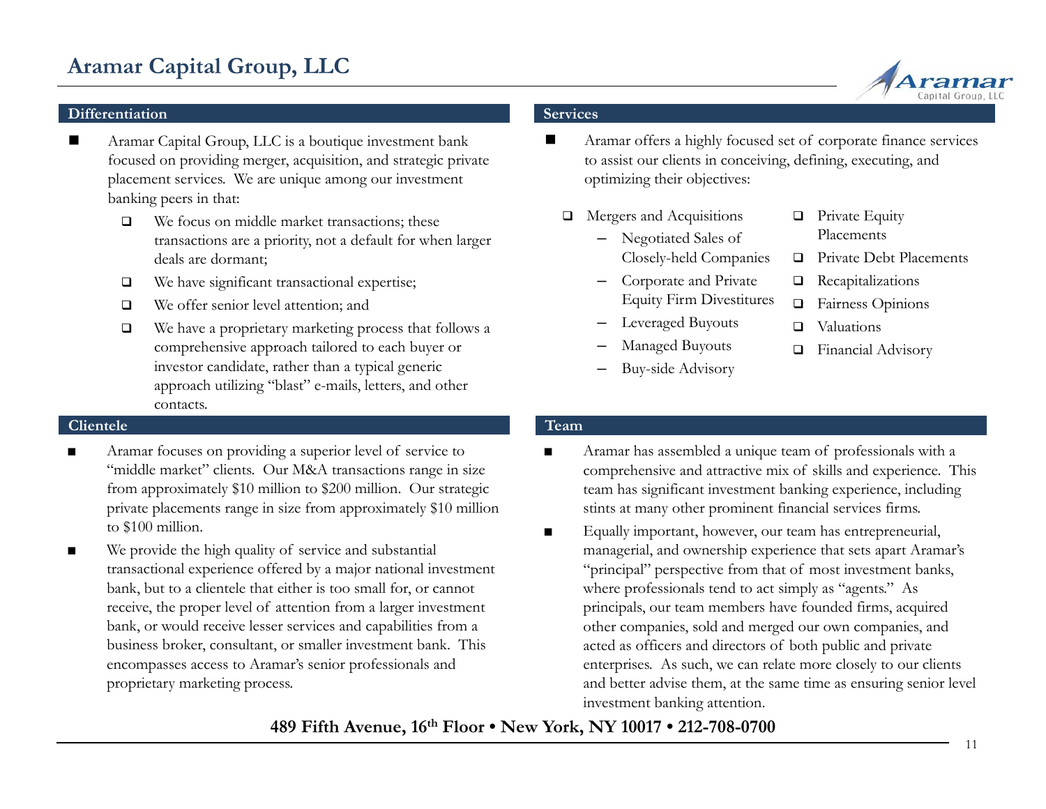# Aramar Capital Group, LLC

## Differentiation

- Aramar Capital Group, LLC is a boutique investment bank focused on providing merger, acquisition, and strategic private placement services. We are unique among our investment banking peers in that:
  - We focus on middle market transactions; these transactions are a priority, not a default for when larger deals are dormant;
  - We have significant transactional expertise;
  - We offer senior level attention; and
  - We have a proprietary marketing process that follows a comprehensive approach tailored to each buyer or investor candidate, rather than a typical generic approach utilizing "blast" e-mails, letters, and other contacts.

## Clientele

- Aramar focuses on providing a superior level of service to "middle market" clients. Our M&A transactions range in size from approximately $10 million to $200 million. Our strategic private placements range in size from approximately $10 million to $100 million.
- We provide the high quality of service and substantial transactional experience offered by a major national investment bank, but to a clientele that either is too small for, or cannot receive, the proper level of attention from a larger investment bank, or would receive lesser services and capabilities from a business broker, consultant, or smaller investment bank. This encompasses access to Aramar's senior professionals and proprietary marketing process.

## Services

- Aramar offers a highly focused set of corporate finance services to assist our clients in conceiving, defining, executing, and optimizing their objectives:
  - Mergers and Acquisitions
    - Negotiated Sales of Closely-held Companies
    - Corporate and Private Equity Firm Divestitures
    - Leveraged Buyouts
    - Managed Buyouts
    - Buy-side Advisory
  - Private Equity Placements
  - Private Debt Placements
  - Recapitalizations
  - Fairness Opinions
  - Valuations
  - Financial Advisory

## Team

- Aramar has assembled a unique team of professionals with a comprehensive and attractive mix of skills and experience. This team has significant investment banking experience, including stints at many other prominent financial services firms.
- Equally important, however, our team has entrepreneurial, managerial, and ownership experience that sets apart Aramar's "principal" perspective from that of most investment banks, where professionals tend to act simply as "agents." As principals, our team members have founded firms, acquired other companies, sold and merged our own companies, and acted as officers and directors of both public and private enterprises. As such, we can relate more closely to our clients and better advise them, at the same time as ensuring senior level investment banking attention.

**489 Fifth Avenue, 16th Floor • New York, NY 10017 • 212-708-0700**